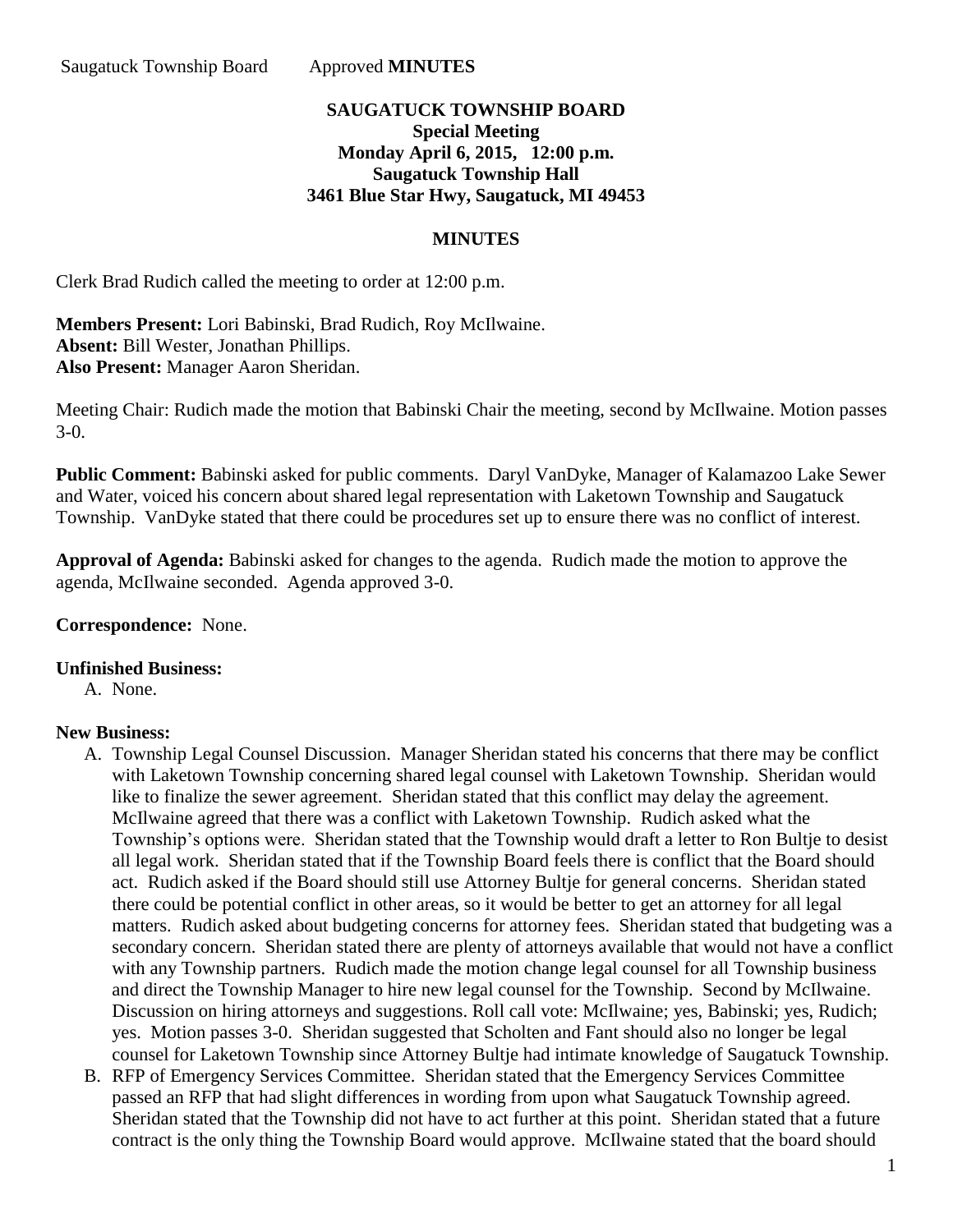Saugatuck Township Board Approved **MINUTES**

**SAUGATUCK TOWNSHIP BOARD**
**Special Meeting**
**Monday April 6, 2015, 12:00 p.m.**
**Saugatuck Township Hall**
**3461 Blue Star Hwy, Saugatuck, MI 49453**

**MINUTES**

Clerk Brad Rudich called the meeting to order at 12:00 p.m.

**Members Present:** Lori Babinski, Brad Rudich, Roy McIlwaine.
**Absent:** Bill Wester, Jonathan Phillips.
**Also Present:** Manager Aaron Sheridan.

Meeting Chair: Rudich made the motion that Babinski Chair the meeting, second by McIlwaine. Motion passes 3-0.

**Public Comment:** Babinski asked for public comments. Daryl VanDyke, Manager of Kalamazoo Lake Sewer and Water, voiced his concern about shared legal representation with Laketown Township and Saugatuck Township. VanDyke stated that there could be procedures set up to ensure there was no conflict of interest.

**Approval of Agenda:** Babinski asked for changes to the agenda. Rudich made the motion to approve the agenda, McIlwaine seconded. Agenda approved 3-0.

**Correspondence:** None.

**Unfinished Business:**

A. None.

**New Business:**

A. Township Legal Counsel Discussion. Manager Sheridan stated his concerns that there may be conflict with Laketown Township concerning shared legal counsel with Laketown Township. Sheridan would like to finalize the sewer agreement. Sheridan stated that this conflict may delay the agreement. McIlwaine agreed that there was a conflict with Laketown Township. Rudich asked what the Township's options were. Sheridan stated that the Township would draft a letter to Ron Bultje to desist all legal work. Sheridan stated that if the Township Board feels there is conflict that the Board should act. Rudich asked if the Board should still use Attorney Bultje for general concerns. Sheridan stated there could be potential conflict in other areas, so it would be better to get an attorney for all legal matters. Rudich asked about budgeting concerns for attorney fees. Sheridan stated that budgeting was a secondary concern. Sheridan stated there are plenty of attorneys available that would not have a conflict with any Township partners. Rudich made the motion change legal counsel for all Township business and direct the Township Manager to hire new legal counsel for the Township. Second by McIlwaine. Discussion on hiring attorneys and suggestions. Roll call vote: McIlwaine; yes, Babinski; yes, Rudich; yes. Motion passes 3-0. Sheridan suggested that Scholten and Fant should also no longer be legal counsel for Laketown Township since Attorney Bultje had intimate knowledge of Saugatuck Township.

B. RFP of Emergency Services Committee. Sheridan stated that the Emergency Services Committee passed an RFP that had slight differences in wording from upon what Saugatuck Township agreed. Sheridan stated that the Township did not have to act further at this point. Sheridan stated that a future contract is the only thing the Township Board would approve. McIlwaine stated that the board should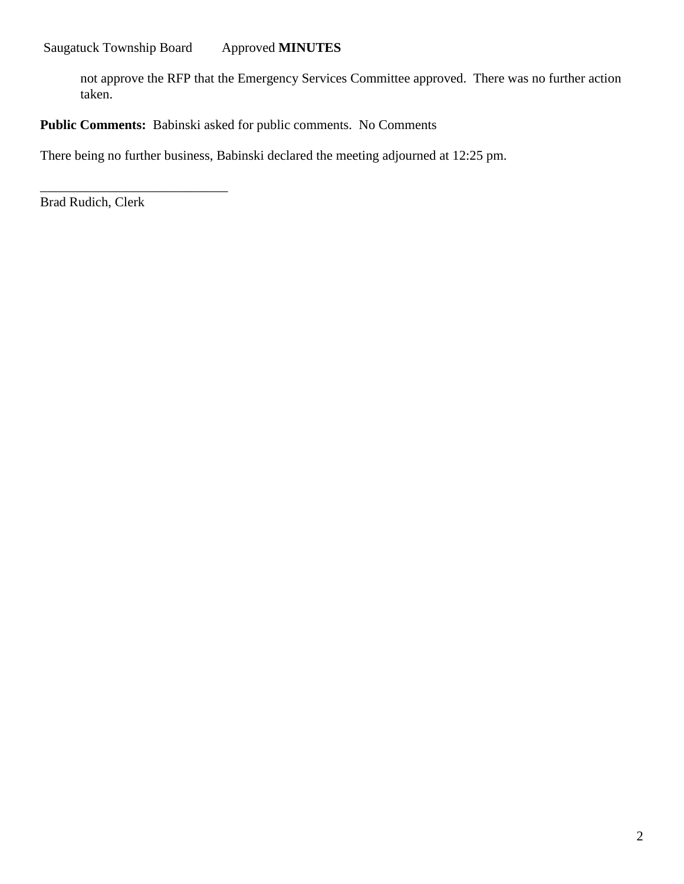not approve the RFP that the Emergency Services Committee approved. There was no further action taken.

**Public Comments:** Babinski asked for public comments. No Comments

There being no further business, Babinski declared the meeting adjourned at 12:25 pm.

\_\_\_\_\_\_\_\_\_\_\_\_\_\_\_\_\_\_\_\_\_\_\_\_\_\_\_\_

Brad Rudich, Clerk